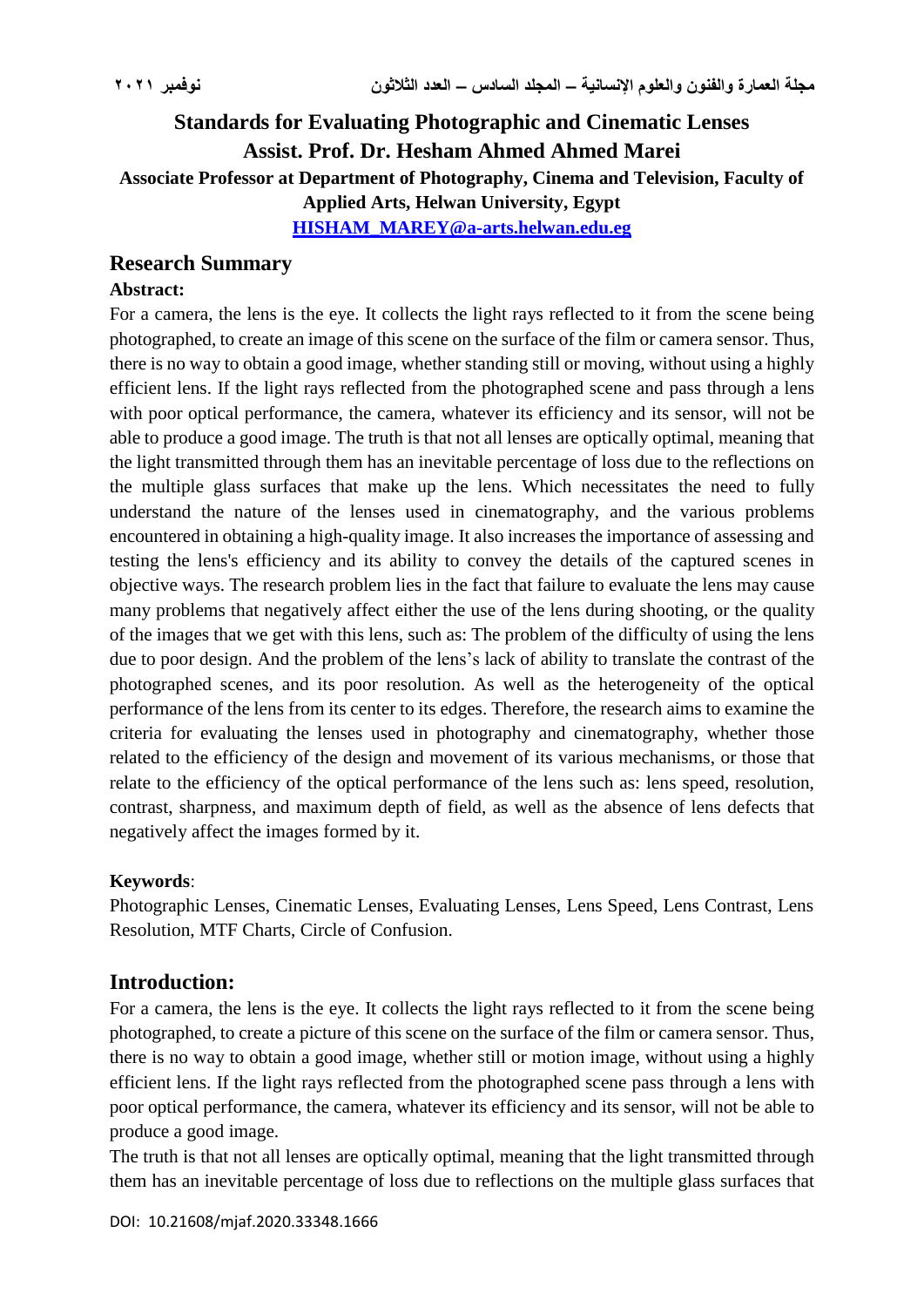# Standards for Evaluating Photographic and Cinematic Lenses

**Assist. Prof. Dr. Hesham Ahmed Ahmed Marei**

**Associate Professor at Department of Photography, Cinema and Television, Faculty of Applied Arts, Helwan University, Egypt**

**HISHAM_MAREY@a-arts.helwan.edu.eg**

## Research Summary

**Abstract:**

For a camera, the lens is the eye. It collects the light rays reflected to it from the scene being photographed, to create an image of this scene on the surface of the film or camera sensor. Thus, there is no way to obtain a good image, whether standing still or moving, without using a highly efficient lens. If the light rays reflected from the photographed scene and pass through a lens with poor optical performance, the camera, whatever its efficiency and its sensor, will not be able to produce a good image. The truth is that not all lenses are optically optimal, meaning that the light transmitted through them has an inevitable percentage of loss due to the reflections on the multiple glass surfaces that make up the lens. Which necessitates the need to fully understand the nature of the lenses used in cinematography, and the various problems encountered in obtaining a high-quality image. It also increases the importance of assessing and testing the lens's efficiency and its ability to convey the details of the captured scenes in objective ways. The research problem lies in the fact that failure to evaluate the lens may cause many problems that negatively affect either the use of the lens during shooting, or the quality of the images that we get with this lens, such as: The problem of the difficulty of using the lens due to poor design. And the problem of the lens's lack of ability to translate the contrast of the photographed scenes, and its poor resolution. As well as the heterogeneity of the optical performance of the lens from its center to its edges. Therefore, the research aims to examine the criteria for evaluating the lenses used in photography and cinematography, whether those related to the efficiency of the design and movement of its various mechanisms, or those that relate to the efficiency of the optical performance of the lens such as: lens speed, resolution, contrast, sharpness, and maximum depth of field, as well as the absence of lens defects that negatively affect the images formed by it.

**Keywords**:

Photographic Lenses, Cinematic Lenses, Evaluating Lenses, Lens Speed, Lens Contrast, Lens Resolution, MTF Charts, Circle of Confusion.

## Introduction:

For a camera, the lens is the eye. It collects the light rays reflected to it from the scene being photographed, to create a picture of this scene on the surface of the film or camera sensor. Thus, there is no way to obtain a good image, whether still or motion image, without using a highly efficient lens. If the light rays reflected from the photographed scene pass through a lens with poor optical performance, the camera, whatever its efficiency and its sensor, will not be able to produce a good image.

The truth is that not all lenses are optically optimal, meaning that the light transmitted through them has an inevitable percentage of loss due to reflections on the multiple glass surfaces that

DOI: 10.21608/mjaf.2020.33348.1666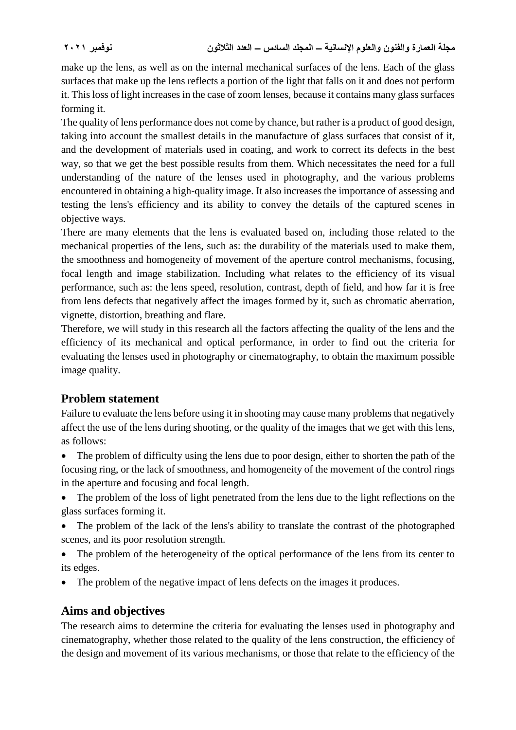make up the lens, as well as on the internal mechanical surfaces of the lens. Each of the glass surfaces that make up the lens reflects a portion of the light that falls on it and does not perform it. This loss of light increases in the case of zoom lenses, because it contains many glass surfaces forming it.

The quality of lens performance does not come by chance, but rather is a product of good design, taking into account the smallest details in the manufacture of glass surfaces that consist of it, and the development of materials used in coating, and work to correct its defects in the best way, so that we get the best possible results from them. Which necessitates the need for a full understanding of the nature of the lenses used in photography, and the various problems encountered in obtaining a high-quality image. It also increases the importance of assessing and testing the lens's efficiency and its ability to convey the details of the captured scenes in objective ways.

There are many elements that the lens is evaluated based on, including those related to the mechanical properties of the lens, such as: the durability of the materials used to make them, the smoothness and homogeneity of movement of the aperture control mechanisms, focusing, focal length and image stabilization. Including what relates to the efficiency of its visual performance, such as: the lens speed, resolution, contrast, depth of field, and how far it is free from lens defects that negatively affect the images formed by it, such as chromatic aberration, vignette, distortion, breathing and flare.

Therefore, we will study in this research all the factors affecting the quality of the lens and the efficiency of its mechanical and optical performance, in order to find out the criteria for evaluating the lenses used in photography or cinematography, to obtain the maximum possible image quality.

## Problem statement

Failure to evaluate the lens before using it in shooting may cause many problems that negatively affect the use of the lens during shooting, or the quality of the images that we get with this lens, as follows:

- The problem of difficulty using the lens due to poor design, either to shorten the path of the focusing ring, or the lack of smoothness, and homogeneity of the movement of the control rings in the aperture and focusing and focal length.
- The problem of the loss of light penetrated from the lens due to the light reflections on the glass surfaces forming it.
- The problem of the lack of the lens's ability to translate the contrast of the photographed scenes, and its poor resolution strength.
- The problem of the heterogeneity of the optical performance of the lens from its center to its edges.
- The problem of the negative impact of lens defects on the images it produces.

## Aims and objectives

The research aims to determine the criteria for evaluating the lenses used in photography and cinematography, whether those related to the quality of the lens construction, the efficiency of the design and movement of its various mechanisms, or those that relate to the efficiency of the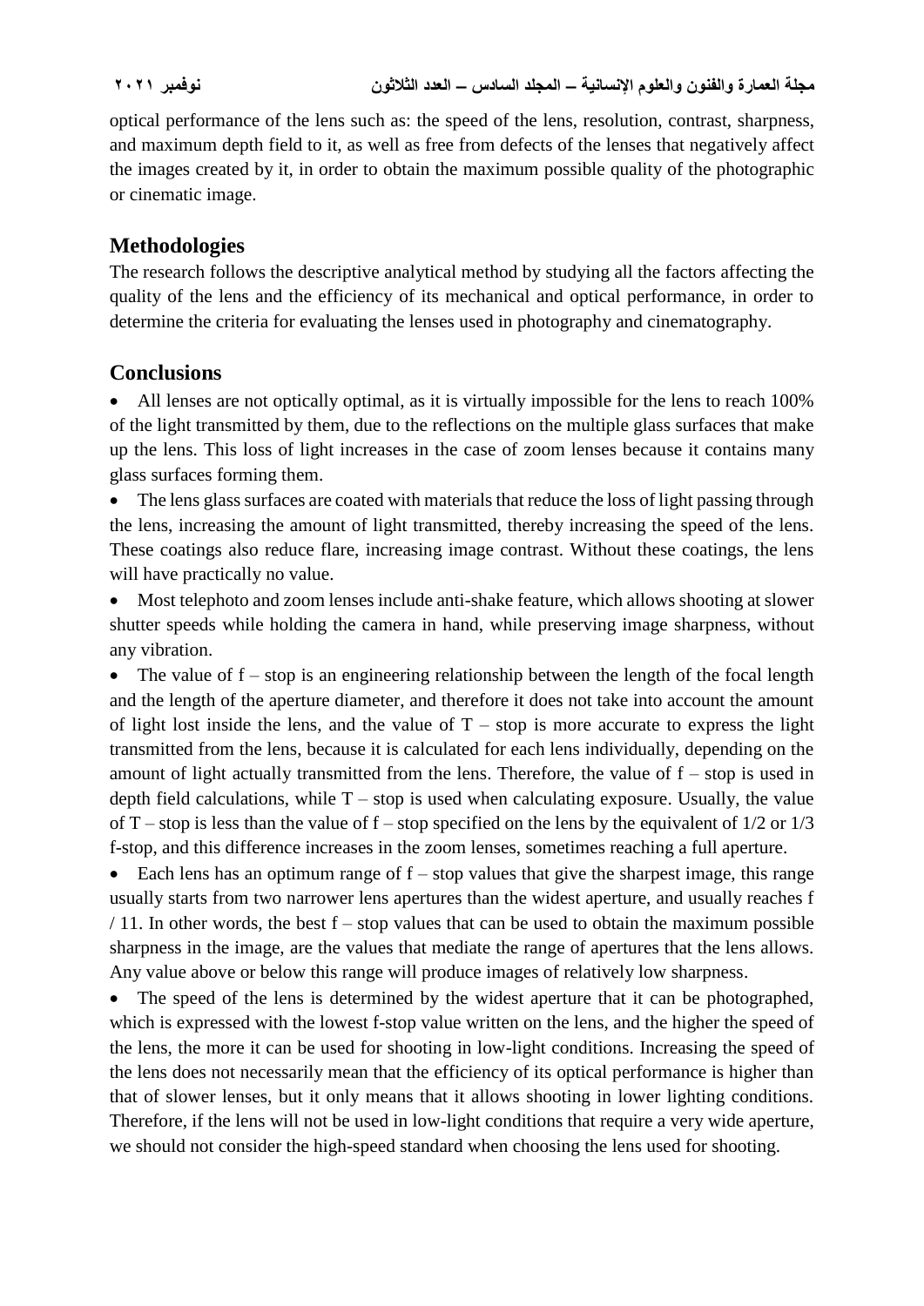optical performance of the lens such as: the speed of the lens, resolution, contrast, sharpness, and maximum depth field to it, as well as free from defects of the lenses that negatively affect the images created by it, in order to obtain the maximum possible quality of the photographic or cinematic image.

## Methodologies

The research follows the descriptive analytical method by studying all the factors affecting the quality of the lens and the efficiency of its mechanical and optical performance, in order to determine the criteria for evaluating the lenses used in photography and cinematography.

## Conclusions

- All lenses are not optically optimal, as it is virtually impossible for the lens to reach 100% of the light transmitted by them, due to the reflections on the multiple glass surfaces that make up the lens. This loss of light increases in the case of zoom lenses because it contains many glass surfaces forming them.
- The lens glass surfaces are coated with materials that reduce the loss of light passing through the lens, increasing the amount of light transmitted, thereby increasing the speed of the lens. These coatings also reduce flare, increasing image contrast. Without these coatings, the lens will have practically no value.
- Most telephoto and zoom lenses include anti-shake feature, which allows shooting at slower shutter speeds while holding the camera in hand, while preserving image sharpness, without any vibration.
- The value of f – stop is an engineering relationship between the length of the focal length and the length of the aperture diameter, and therefore it does not take into account the amount of light lost inside the lens, and the value of T – stop is more accurate to express the light transmitted from the lens, because it is calculated for each lens individually, depending on the amount of light actually transmitted from the lens. Therefore, the value of f – stop is used in depth field calculations, while T – stop is used when calculating exposure. Usually, the value of T – stop is less than the value of f – stop specified on the lens by the equivalent of 1/2 or 1/3 f-stop, and this difference increases in the zoom lenses, sometimes reaching a full aperture.
- Each lens has an optimum range of f – stop values that give the sharpest image, this range usually starts from two narrower lens apertures than the widest aperture, and usually reaches f / 11. In other words, the best f – stop values that can be used to obtain the maximum possible sharpness in the image, are the values that mediate the range of apertures that the lens allows. Any value above or below this range will produce images of relatively low sharpness.
- The speed of the lens is determined by the widest aperture that it can be photographed, which is expressed with the lowest f-stop value written on the lens, and the higher the speed of the lens, the more it can be used for shooting in low-light conditions. Increasing the speed of the lens does not necessarily mean that the efficiency of its optical performance is higher than that of slower lenses, but it only means that it allows shooting in lower lighting conditions. Therefore, if the lens will not be used in low-light conditions that require a very wide aperture, we should not consider the high-speed standard when choosing the lens used for shooting.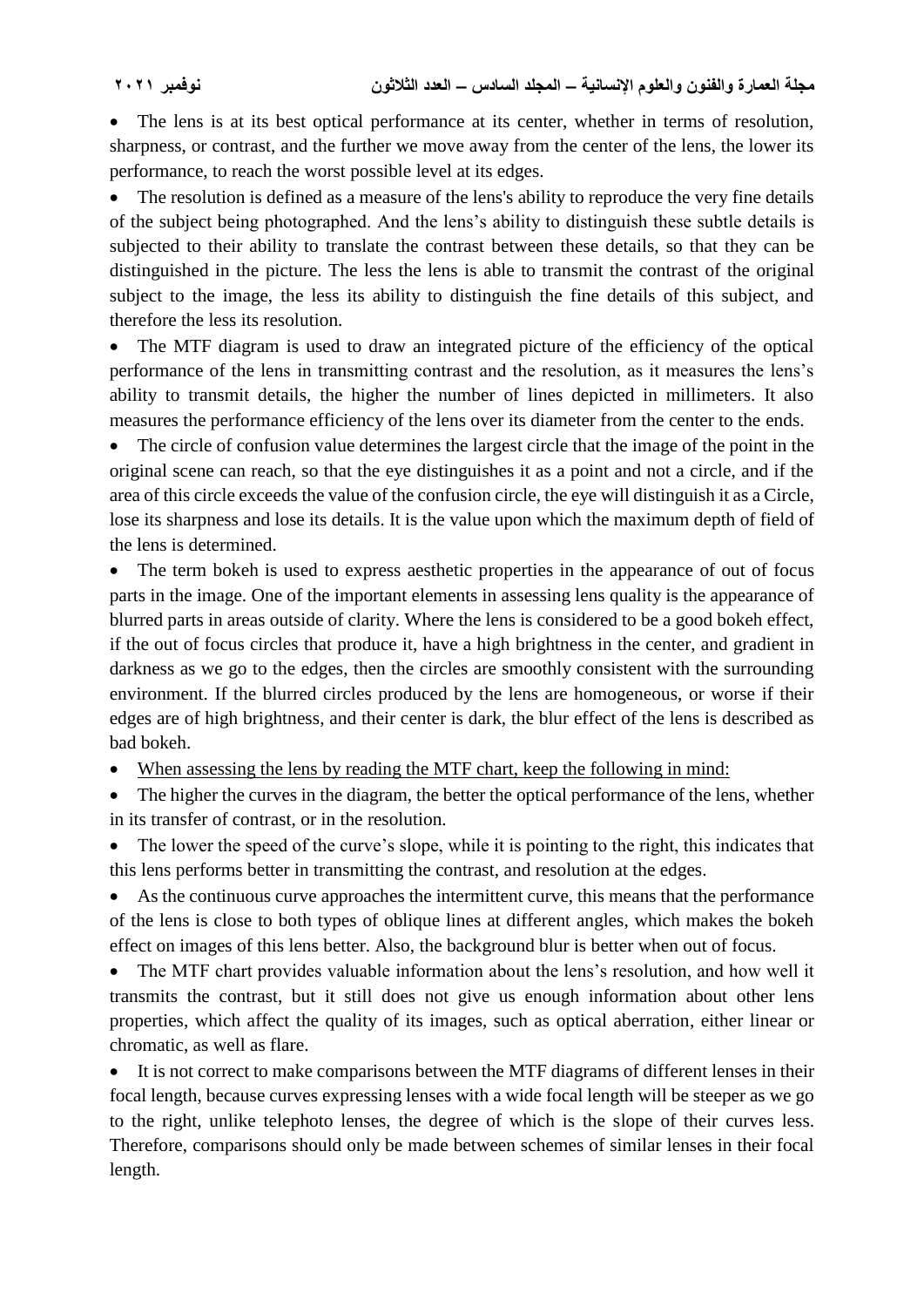- The lens is at its best optical performance at its center, whether in terms of resolution, sharpness, or contrast, and the further we move away from the center of the lens, the lower its performance, to reach the worst possible level at its edges.
- The resolution is defined as a measure of the lens's ability to reproduce the very fine details of the subject being photographed. And the lens's ability to distinguish these subtle details is subjected to their ability to translate the contrast between these details, so that they can be distinguished in the picture. The less the lens is able to transmit the contrast of the original subject to the image, the less its ability to distinguish the fine details of this subject, and therefore the less its resolution.
- The MTF diagram is used to draw an integrated picture of the efficiency of the optical performance of the lens in transmitting contrast and the resolution, as it measures the lens's ability to transmit details, the higher the number of lines depicted in millimeters. It also measures the performance efficiency of the lens over its diameter from the center to the ends.
- The circle of confusion value determines the largest circle that the image of the point in the original scene can reach, so that the eye distinguishes it as a point and not a circle, and if the area of this circle exceeds the value of the confusion circle, the eye will distinguish it as a Circle, lose its sharpness and lose its details. It is the value upon which the maximum depth of field of the lens is determined.
- The term bokeh is used to express aesthetic properties in the appearance of out of focus parts in the image. One of the important elements in assessing lens quality is the appearance of blurred parts in areas outside of clarity. Where the lens is considered to be a good bokeh effect, if the out of focus circles that produce it, have a high brightness in the center, and gradient in darkness as we go to the edges, then the circles are smoothly consistent with the surrounding environment. If the blurred circles produced by the lens are homogeneous, or worse if their edges are of high brightness, and their center is dark, the blur effect of the lens is described as bad bokeh.
- <u>When assessing the lens by reading the MTF chart, keep the following in mind:</u>
- The higher the curves in the diagram, the better the optical performance of the lens, whether in its transfer of contrast, or in the resolution.
- The lower the speed of the curve's slope, while it is pointing to the right, this indicates that this lens performs better in transmitting the contrast, and resolution at the edges.
- As the continuous curve approaches the intermittent curve, this means that the performance of the lens is close to both types of oblique lines at different angles, which makes the bokeh effect on images of this lens better. Also, the background blur is better when out of focus.
- The MTF chart provides valuable information about the lens's resolution, and how well it transmits the contrast, but it still does not give us enough information about other lens properties, which affect the quality of its images, such as optical aberration, either linear or chromatic, as well as flare.
- It is not correct to make comparisons between the MTF diagrams of different lenses in their focal length, because curves expressing lenses with a wide focal length will be steeper as we go to the right, unlike telephoto lenses, the degree of which is the slope of their curves less. Therefore, comparisons should only be made between schemes of similar lenses in their focal length.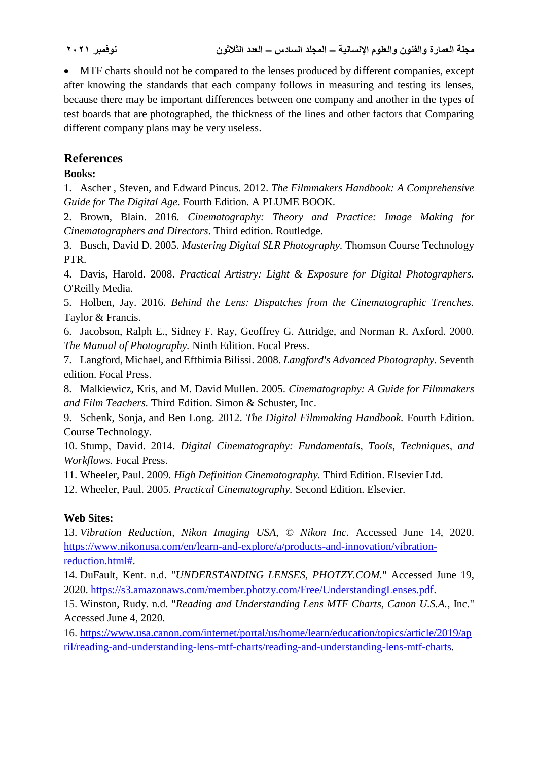- MTF charts should not be compared to the lenses produced by different companies, except after knowing the standards that each company follows in measuring and testing its lenses, because there may be important differences between one company and another in the types of test boards that are photographed, the thickness of the lines and other factors that Comparing different company plans may be very useless.

## References

**Books:**

1. Ascher , Steven, and Edward Pincus. 2012. *The Filmmakers Handbook: A Comprehensive Guide for The Digital Age.* Fourth Edition. A PLUME BOOK.
2. Brown, Blain. 2016. *Cinematography: Theory and Practice: Image Making for Cinematographers and Directors*. Third edition. Routledge.
3. Busch, David D. 2005. *Mastering Digital SLR Photography.* Thomson Course Technology PTR.
4. Davis, Harold. 2008. *Practical Artistry: Light & Exposure for Digital Photographers.* O'Reilly Media.
5. Holben, Jay. 2016. *Behind the Lens: Dispatches from the Cinematographic Trenches.* Taylor & Francis.
6. Jacobson, Ralph E., Sidney F. Ray, Geoffrey G. Attridge, and Norman R. Axford. 2000. *The Manual of Photography.* Ninth Edition. Focal Press.
7. Langford, Michael, and Efthimia Bilissi. 2008. *Langford's Advanced Photography.* Seventh edition. Focal Press.
8. Malkiewicz, Kris, and M. David Mullen. 2005. *Cinematography: A Guide for Filmmakers and Film Teachers.* Third Edition. Simon & Schuster, Inc.
9. Schenk, Sonja, and Ben Long. 2012. *The Digital Filmmaking Handbook.* Fourth Edition. Course Technology.
10. Stump, David. 2014. *Digital Cinematography: Fundamentals, Tools, Techniques, and Workflows.* Focal Press.
11. Wheeler, Paul. 2009. *High Definition Cinematography.* Third Edition. Elsevier Ltd.
12. Wheeler, Paul. 2005. *Practical Cinematography.* Second Edition. Elsevier.

**Web Sites:**

13. *Vibration Reduction, Nikon Imaging USA, © Nikon Inc.* Accessed June 14, 2020. https://www.nikonusa.com/en/learn-and-explore/a/products-and-innovation/vibration-reduction.html#.
14. DuFault, Kent. n.d. "*UNDERSTANDING LENSES, PHOTZY.COM.*" Accessed June 19, 2020. https://s3.amazonaws.com/member.photzy.com/Free/UnderstandingLenses.pdf.
15. Winston, Rudy. n.d. "*Reading and Understanding Lens MTF Charts, Canon U.S.A.*, Inc." Accessed June 4, 2020.
16. https://www.usa.canon.com/internet/portal/us/home/learn/education/topics/article/2019/april/reading-and-understanding-lens-mtf-charts/reading-and-understanding-lens-mtf-charts.